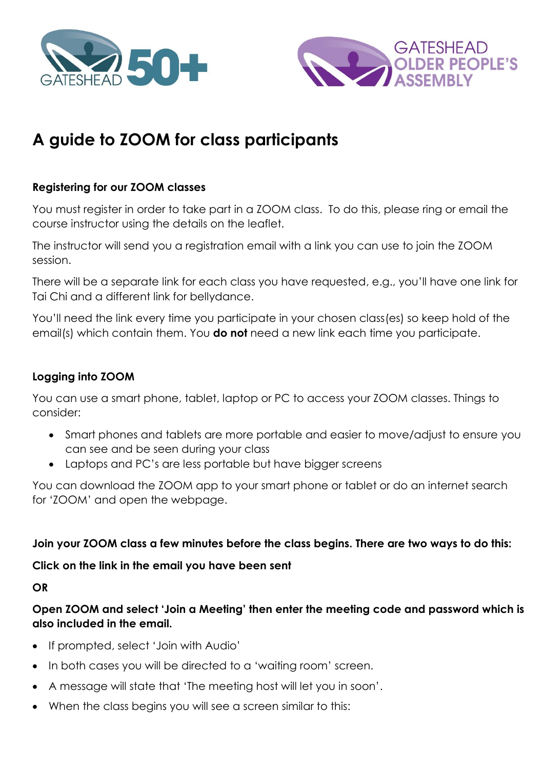GATESHEAD 50+

GATESHEAD OLDER PEOPLE'S ASSEMBLY

# A guide to ZOOM for class participants

**Registering for our ZOOM classes**

You must register in order to take part in a ZOOM class. To do this, please ring or email the course instructor using the details on the leaflet.

The instructor will send you a registration email with a link you can use to join the ZOOM session.

There will be a separate link for each class you have requested, e.g., you'll have one link for Tai Chi and a different link for bellydance.

You'll need the link every time you participate in your chosen class(es) so keep hold of the email(s) which contain them. You **do not** need a new link each time you participate.

**Logging into ZOOM**

You can use a smart phone, tablet, laptop or PC to access your ZOOM classes. Things to consider:

- Smart phones and tablets are more portable and easier to move/adjust to ensure you can see and be seen during your class
- Laptops and PC's are less portable but have bigger screens

You can download the ZOOM app to your smart phone or tablet or do an internet search for 'ZOOM' and open the webpage.

**Join your ZOOM class a few minutes before the class begins. There are two ways to do this:**

**Click on the link in the email you have been sent**

**OR**

**Open ZOOM and select 'Join a Meeting' then enter the meeting code and password which is also included in the email.**

- If prompted, select 'Join with Audio'
- In both cases you will be directed to a 'waiting room' screen.
- A message will state that 'The meeting host will let you in soon'.
- When the class begins you will see a screen similar to this: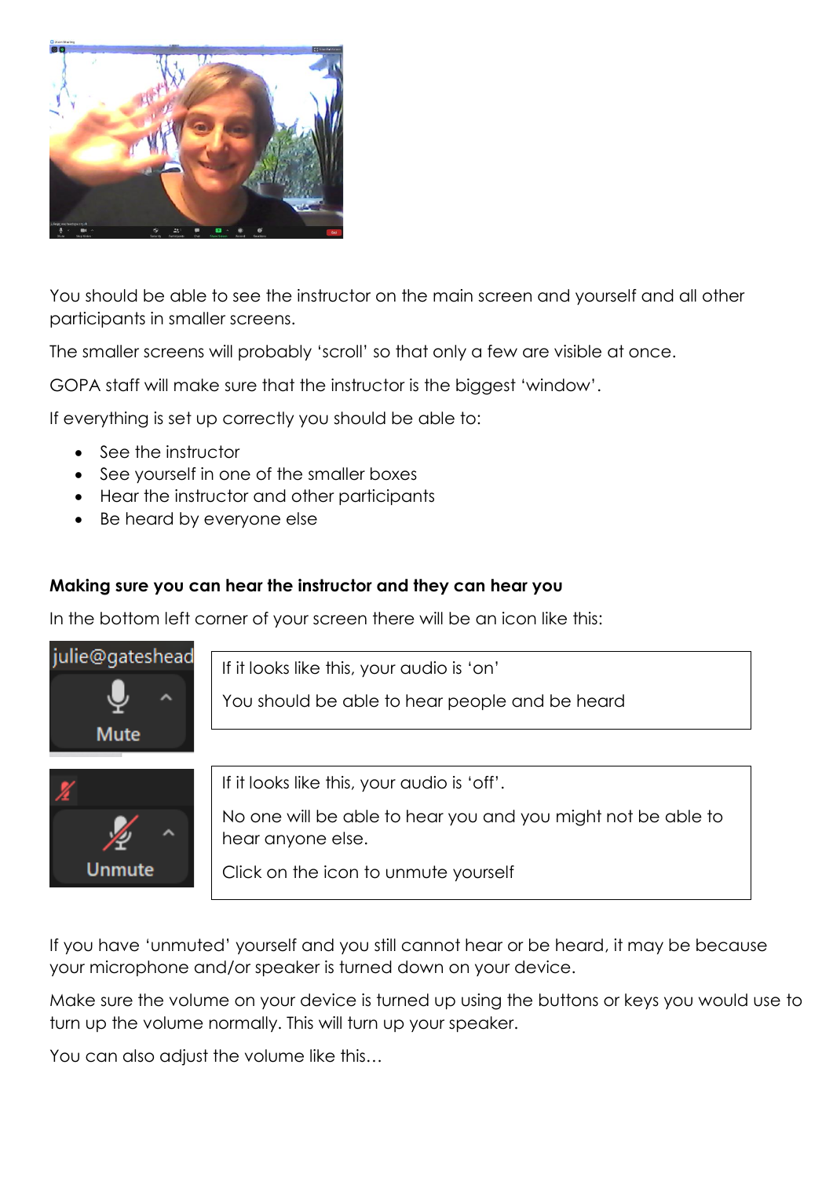You should be able to see the instructor on the main screen and yourself and all other participants in smaller screens.

The smaller screens will probably 'scroll' so that only a few are visible at once.

GOPA staff will make sure that the instructor is the biggest 'window'.

If everything is set up correctly you should be able to:

- See the instructor
- See yourself in one of the smaller boxes
- Hear the instructor and other participants
- Be heard by everyone else

**Making sure you can hear the instructor and they can hear you**

In the bottom left corner of your screen there will be an icon like this:

| | |
|---|---|
| julie@gateshead Mute | If it looks like this, your audio is 'on'<br><br>You should be able to hear people and be heard |
| Unmute | If it looks like this, your audio is 'off'.<br><br>No one will be able to hear you and you might not be able to hear anyone else.<br><br>Click on the icon to unmute yourself |

If you have 'unmuted' yourself and you still cannot hear or be heard, it may be because your microphone and/or speaker is turned down on your device.

Make sure the volume on your device is turned up using the buttons or keys you would use to turn up the volume normally. This will turn up your speaker.

You can also adjust the volume like this…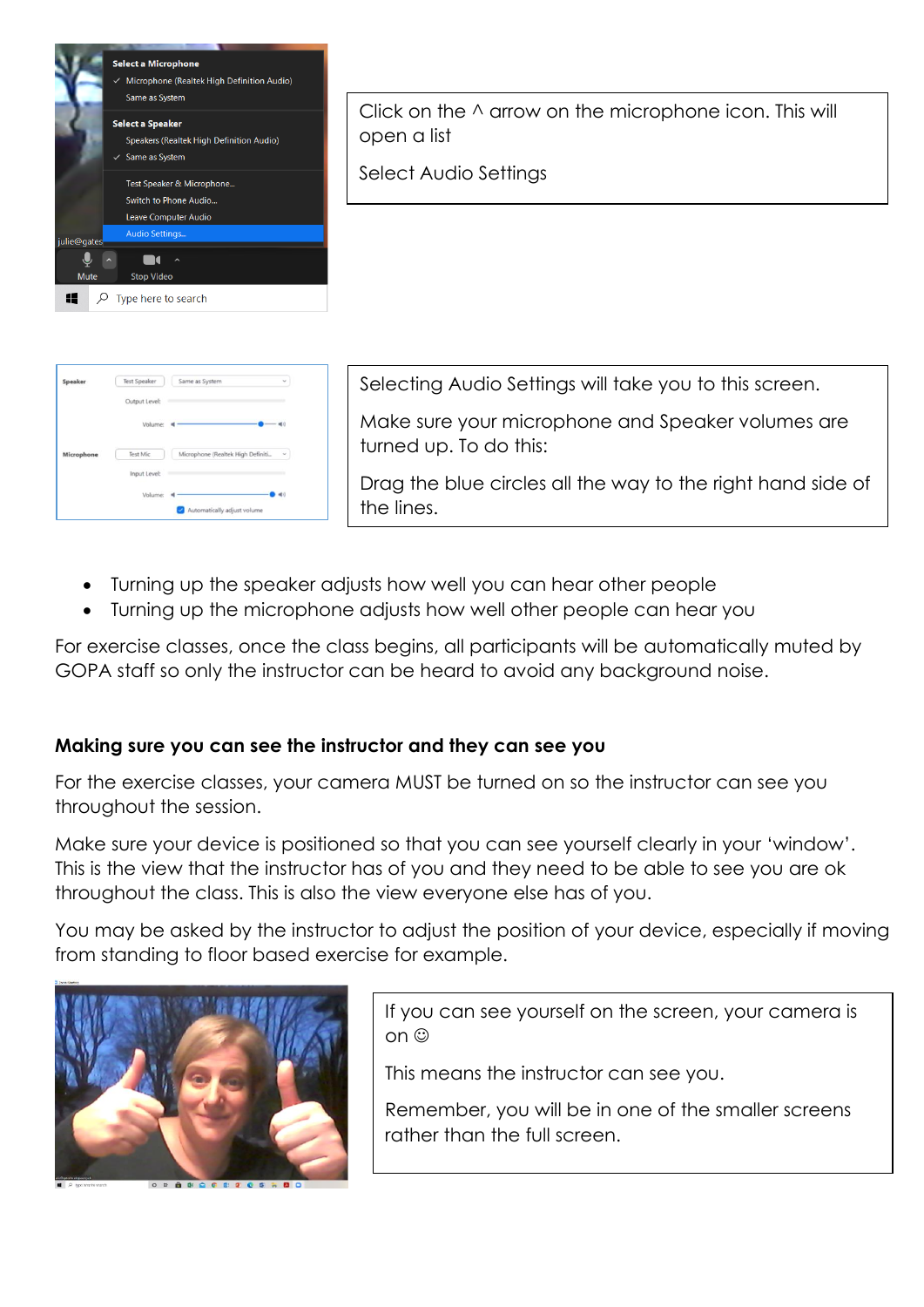Click on the ^ arrow on the microphone icon. This will open a list

Select Audio Settings

Selecting Audio Settings will take you to this screen.

Make sure your microphone and Speaker volumes are turned up. To do this:

Drag the blue circles all the way to the right hand side of the lines.

- Turning up the speaker adjusts how well you can hear other people
- Turning up the microphone adjusts how well other people can hear you

For exercise classes, once the class begins, all participants will be automatically muted by GOPA staff so only the instructor can be heard to avoid any background noise.

**Making sure you can see the instructor and they can see you**

For the exercise classes, your camera MUST be turned on so the instructor can see you throughout the session.

Make sure your device is positioned so that you can see yourself clearly in your 'window'. This is the view that the instructor has of you and they need to be able to see you are ok throughout the class. This is also the view everyone else has of you.

You may be asked by the instructor to adjust the position of your device, especially if moving from standing to floor based exercise for example.

If you can see yourself on the screen, your camera is on ☺

This means the instructor can see you.

Remember, you will be in one of the smaller screens rather than the full screen.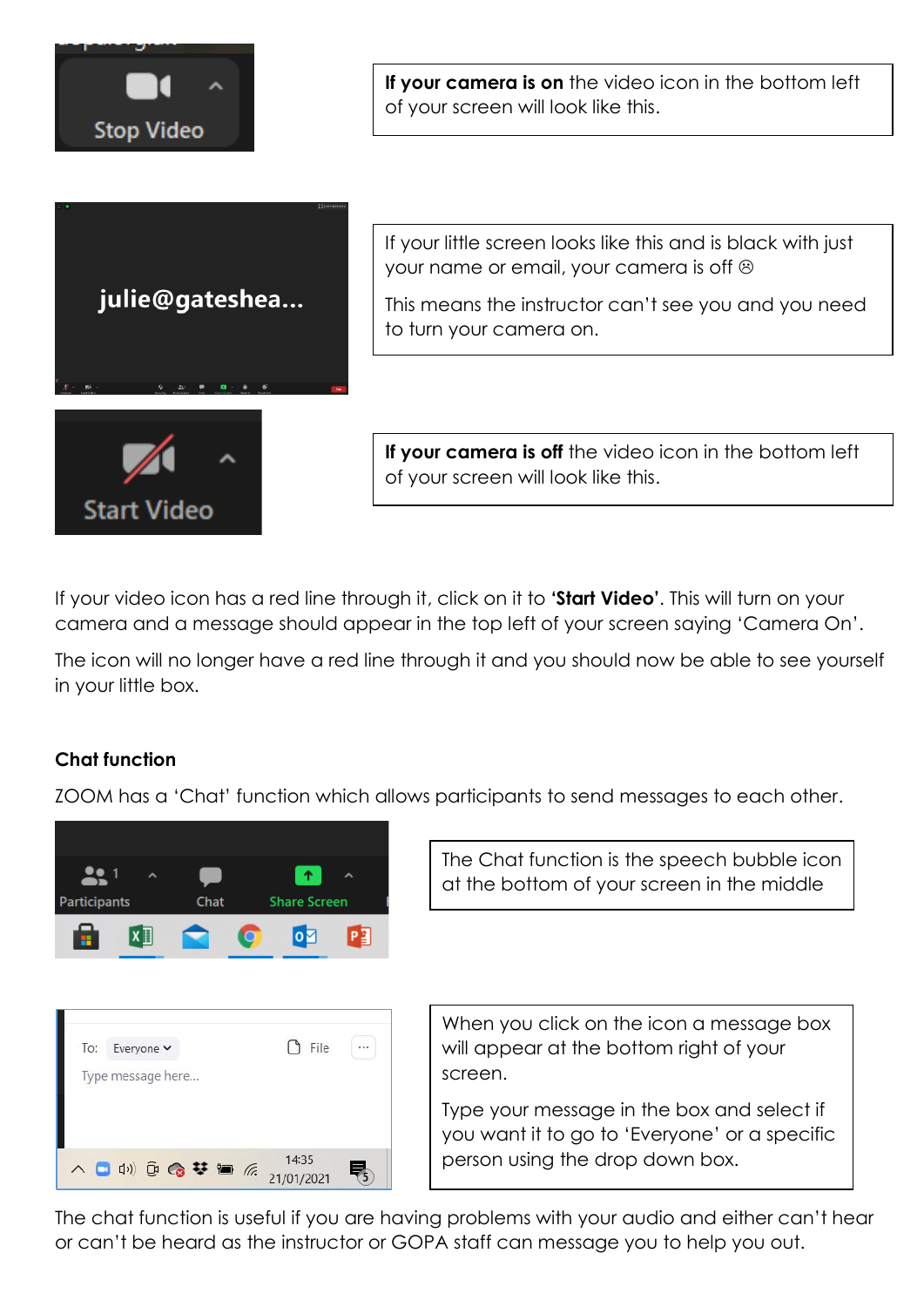**If your camera is on** the video icon in the bottom left of your screen will look like this.

If your little screen looks like this and is black with just your name or email, your camera is off ☹

This means the instructor can't see you and you need to turn your camera on.

**If your camera is off** the video icon in the bottom left of your screen will look like this.

If your video icon has a red line through it, click on it to **'Start Video'**. This will turn on your camera and a message should appear in the top left of your screen saying 'Camera On'.

The icon will no longer have a red line through it and you should now be able to see yourself in your little box.

### Chat function

ZOOM has a 'Chat' function which allows participants to send messages to each other.

The Chat function is the speech bubble icon at the bottom of your screen in the middle

When you click on the icon a message box will appear at the bottom right of your screen.

Type your message in the box and select if you want it to go to 'Everyone' or a specific person using the drop down box.

The chat function is useful if you are having problems with your audio and either can't hear or can't be heard as the instructor or GOPA staff can message you to help you out.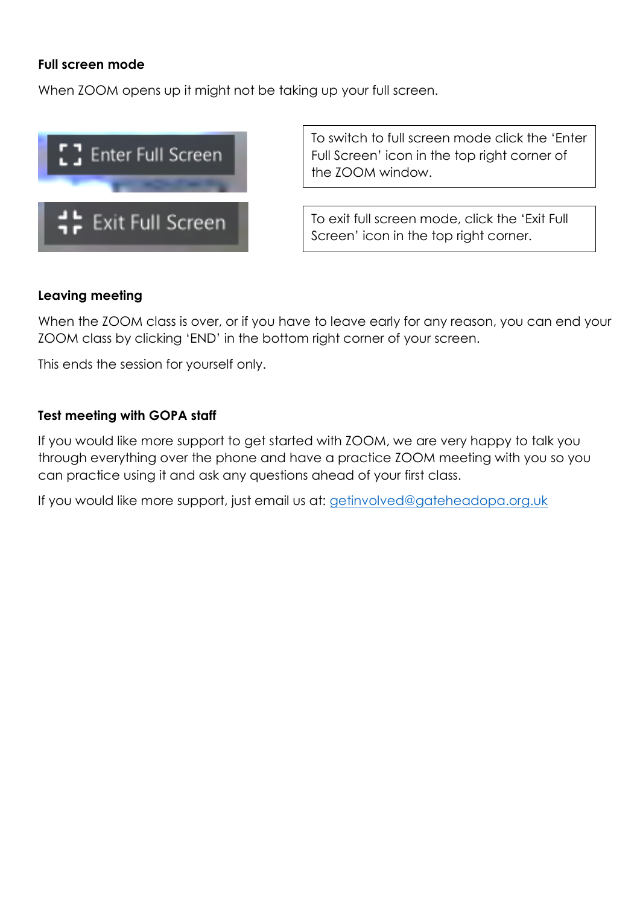**Full screen mode**

When ZOOM opens up it might not be taking up your full screen.

Enter Full Screen

To switch to full screen mode click the 'Enter Full Screen' icon in the top right corner of the ZOOM window.

Exit Full Screen

To exit full screen mode, click the 'Exit Full Screen' icon in the top right corner.

**Leaving meeting**

When the ZOOM class is over, or if you have to leave early for any reason, you can end your ZOOM class by clicking 'END' in the bottom right corner of your screen.

This ends the session for yourself only.

**Test meeting with GOPA staff**

If you would like more support to get started with ZOOM, we are very happy to talk you through everything over the phone and have a practice ZOOM meeting with you so you can practice using it and ask any questions ahead of your first class.

If you would like more support, just email us at: getinvolved@gateheadopa.org.uk